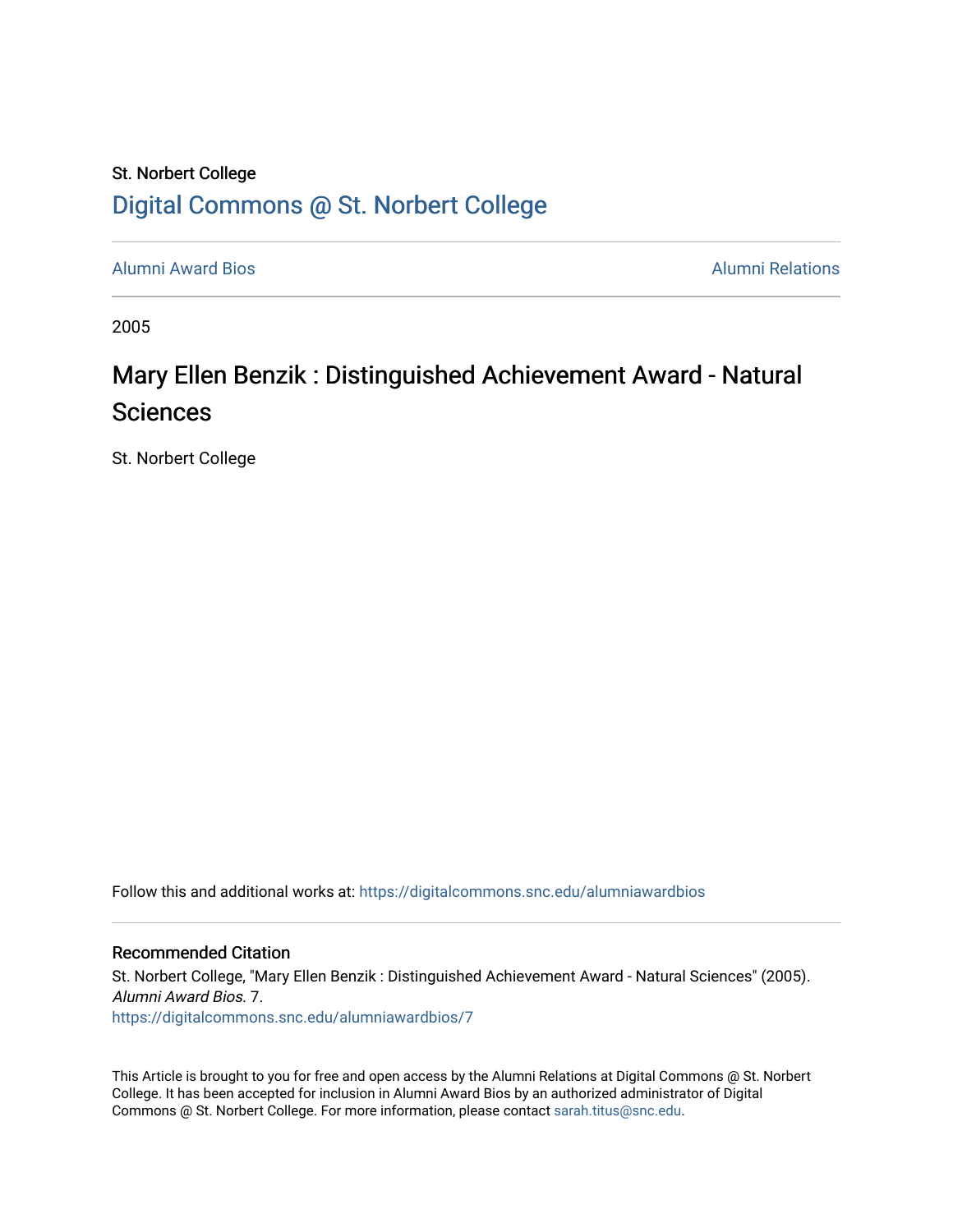St. Norbert College

Digital Commons @ St. Norbert College

Alumni Award Bios | Alumni Relations

2005

# Mary Ellen Benzik : Distinguished Achievement Award - Natural Sciences

St. Norbert College

Follow this and additional works at: https://digitalcommons.snc.edu/alumniawardbios

## Recommended Citation

St. Norbert College, "Mary Ellen Benzik : Distinguished Achievement Award - Natural Sciences" (2005). *Alumni Award Bios*. 7.
https://digitalcommons.snc.edu/alumniawardbios/7

This Article is brought to you for free and open access by the Alumni Relations at Digital Commons @ St. Norbert College. It has been accepted for inclusion in Alumni Award Bios by an authorized administrator of Digital Commons @ St. Norbert College. For more information, please contact sarah.titus@snc.edu.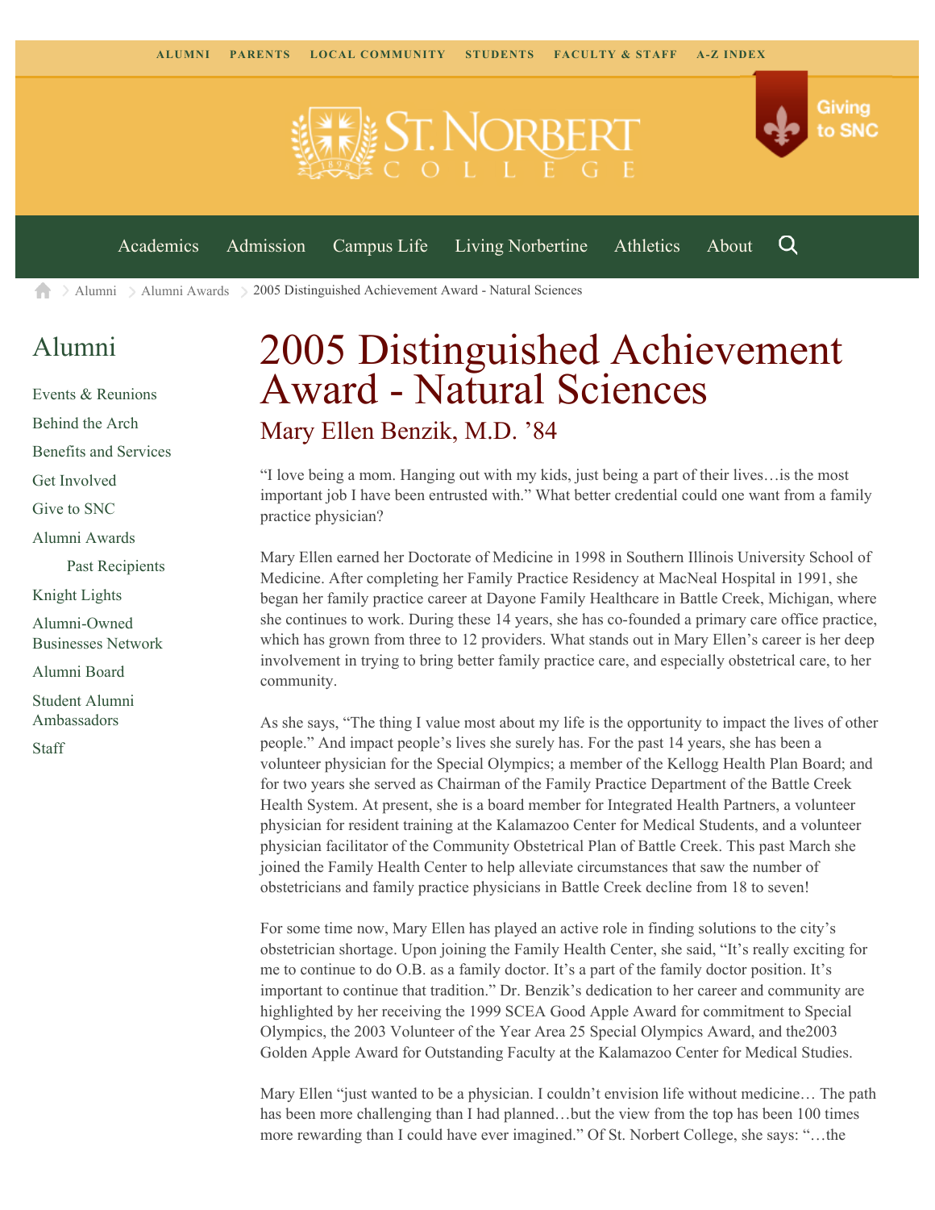ALUMNI PARENTS LOCAL COMMUNITY STUDENTS FACULTY & STAFF A-Z INDEX

Giving to SNC

Academics Admission Campus Life Living Norbertine Athletics About

Alumni > Alumni Awards > 2005 Distinguished Achievement Award - Natural Sciences

## Alumni

- Events & Reunions
- Behind the Arch
- Benefits and Services
- Get Involved
- Give to SNC
- Alumni Awards
  - Past Recipients
- Knight Lights
- Alumni-Owned Businesses Network
- Alumni Board
- Student Alumni Ambassadors
- Staff

# 2005 Distinguished Achievement Award - Natural Sciences

## Mary Ellen Benzik, M.D. '84

"I love being a mom. Hanging out with my kids, just being a part of their lives…is the most important job I have been entrusted with." What better credential could one want from a family practice physician?

Mary Ellen earned her Doctorate of Medicine in 1998 in Southern Illinois University School of Medicine. After completing her Family Practice Residency at MacNeal Hospital in 1991, she began her family practice career at Dayone Family Healthcare in Battle Creek, Michigan, where she continues to work. During these 14 years, she has co-founded a primary care office practice, which has grown from three to 12 providers. What stands out in Mary Ellen's career is her deep involvement in trying to bring better family practice care, and especially obstetrical care, to her community.

As she says, "The thing I value most about my life is the opportunity to impact the lives of other people." And impact people's lives she surely has. For the past 14 years, she has been a volunteer physician for the Special Olympics; a member of the Kellogg Health Plan Board; and for two years she served as Chairman of the Family Practice Department of the Battle Creek Health System. At present, she is a board member for Integrated Health Partners, a volunteer physician for resident training at the Kalamazoo Center for Medical Students, and a volunteer physician facilitator of the Community Obstetrical Plan of Battle Creek. This past March she joined the Family Health Center to help alleviate circumstances that saw the number of obstetricians and family practice physicians in Battle Creek decline from 18 to seven!

For some time now, Mary Ellen has played an active role in finding solutions to the city's obstetrician shortage. Upon joining the Family Health Center, she said, "It's really exciting for me to continue to do O.B. as a family doctor. It's a part of the family doctor position. It's important to continue that tradition." Dr. Benzik's dedication to her career and community are highlighted by her receiving the 1999 SCEA Good Apple Award for commitment to Special Olympics, the 2003 Volunteer of the Year Area 25 Special Olympics Award, and the2003 Golden Apple Award for Outstanding Faculty at the Kalamazoo Center for Medical Studies.

Mary Ellen "just wanted to be a physician. I couldn't envision life without medicine… The path has been more challenging than I had planned…but the view from the top has been 100 times more rewarding than I could have ever imagined." Of St. Norbert College, she says: "…the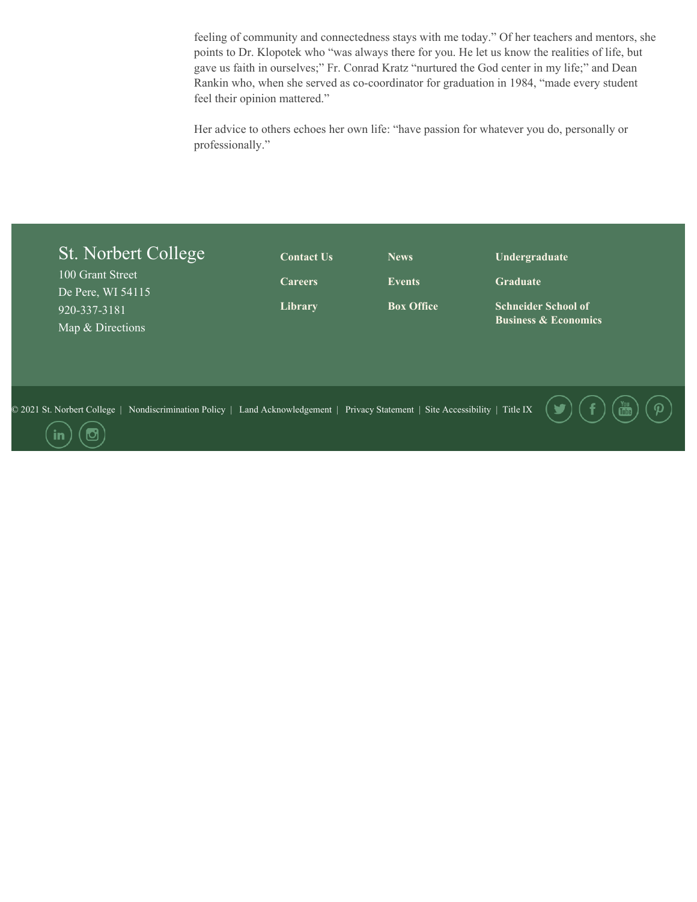feeling of community and connectedness stays with me today." Of her teachers and mentors, she points to Dr. Klopotek who "was always there for you. He let us know the realities of life, but gave us faith in ourselves;" Fr. Conrad Kratz "nurtured the God center in my life;" and Dean Rankin who, when she served as co-coordinator for graduation in 1984, "made every student feel their opinion mattered."

Her advice to others echoes her own life: "have passion for whatever you do, personally or professionally."

St. Norbert College

100 Grant Street
De Pere, WI 54115
920-337-3181
Map & Directions

**Contact Us**
**Careers**
**Library**
**News**
**Events**
**Box Office**
**Undergraduate**
**Graduate**
**Schneider School of Business & Economics**

© 2021 St. Norbert College | Nondiscrimination Policy | Land Acknowledgement | Privacy Statement | Site Accessibility | Title IX